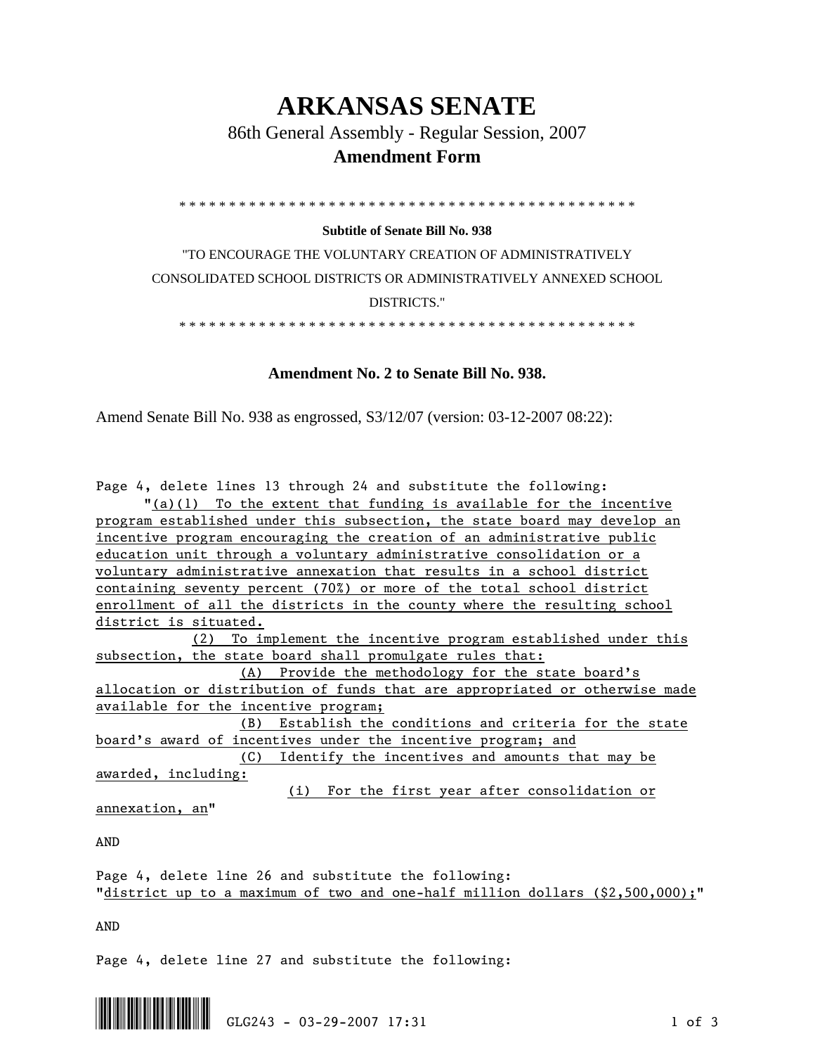# ARKANSAS SENATE

## 86th General Assembly - Regular Session, 2007

### Amendment Form

\* \* \* \* \* \* \* \* \* \* \* \* \* \* \* \* \* \* \* \* \* \* \* \* \* \* \* \* \* \* \* \* \* \* \* \* \* \* \* \* \* \* \* \* \* \* \* \* \*

**Subtitle of Senate Bill No. 938**

"TO ENCOURAGE THE VOLUNTARY CREATION OF ADMINISTRATIVELY CONSOLIDATED SCHOOL DISTRICTS OR ADMINISTRATIVELY ANNEXED SCHOOL DISTRICTS."

\* \* \* \* \* \* \* \* \* \* \* \* \* \* \* \* \* \* \* \* \* \* \* \* \* \* \* \* \* \* \* \* \* \* \* \* \* \* \* \* \* \* \* \* \* \* \* \* \*

**Amendment No. 2 to Senate Bill No. 938.**

Amend Senate Bill No. 938 as engrossed, S3/12/07 (version: 03-12-2007 08:22):

Page 4, delete lines 13 through 24 and substitute the following:

"<u>(a)(1) To the extent that funding is available for the incentive program established under this subsection, the state board may develop an incentive program encouraging the creation of an administrative public education unit through a voluntary administrative consolidation or a voluntary administrative annexation that results in a school district containing seventy percent (70%) or more of the total school district enrollment of all the districts in the county where the resulting school district is situated.</u>

<u>(2) To implement the incentive program established under this subsection, the state board shall promulgate rules that:</u>

<u>(A) Provide the methodology for the state board's allocation or distribution of funds that are appropriated or otherwise made available for the incentive program;</u>

<u>(B) Establish the conditions and criteria for the state board's award of incentives under the incentive program; and</u>

<u>(C) Identify the incentives and amounts that may be awarded, including:</u>

<u>(i) For the first year after consolidation or annexation, an</u>"

AND

Page 4, delete line 26 and substitute the following:

"<u>district up to a maximum of two and one-half million dollars ($2,500,000);</u>"

AND

Page 4, delete line 27 and substitute the following: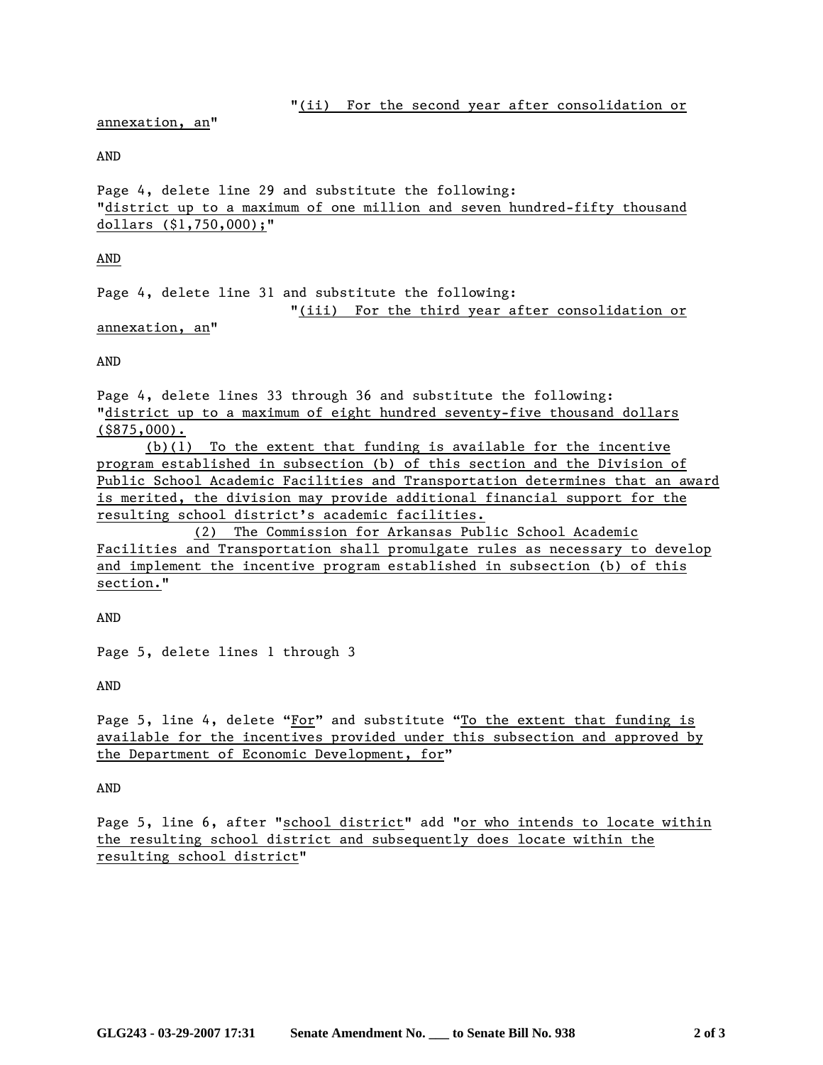"(ii)  For the second year after consolidation or annexation, an"

AND

Page 4, delete line 29 and substitute the following:
"district up to a maximum of one million and seven hundred-fifty thousand dollars ($1,750,000);"

AND

Page 4, delete line 31 and substitute the following:
"(iii)  For the third year after consolidation or annexation, an"

AND

Page 4, delete lines 33 through 36 and substitute the following:
"district up to a maximum of eight hundred seventy-five thousand dollars ($875,000).

(b)(1)  To the extent that funding is available for the incentive program established in subsection (b) of this section and the Division of Public School Academic Facilities and Transportation determines that an award is merited, the division may provide additional financial support for the resulting school district's academic facilities.

(2)  The Commission for Arkansas Public School Academic Facilities and Transportation shall promulgate rules as necessary to develop and implement the incentive program established in subsection (b) of this section."

AND

Page 5, delete lines 1 through 3

AND

Page 5, line 4, delete "For" and substitute "To the extent that funding is available for the incentives provided under this subsection and approved by the Department of Economic Development, for"

AND

Page 5, line 6, after "school district" add "or who intends to locate within the resulting school district and subsequently does locate within the resulting school district"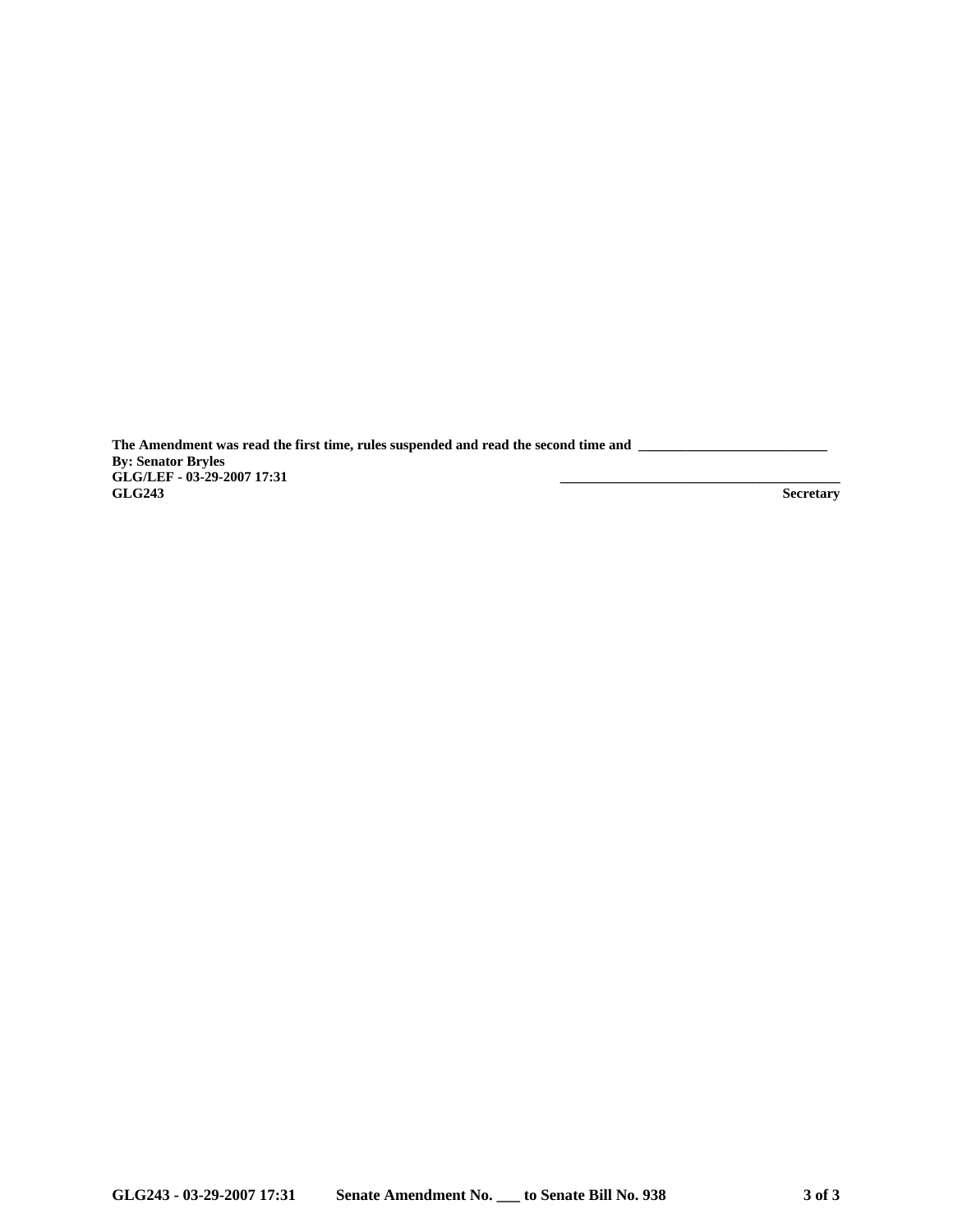**The Amendment was read the first time, rules suspended and read the second time and ___________________________**

**By: Senator Bryles**

**GLG/LEF - 03-29-2007 17:31** ________________________________________

**GLG243** **Secretary**